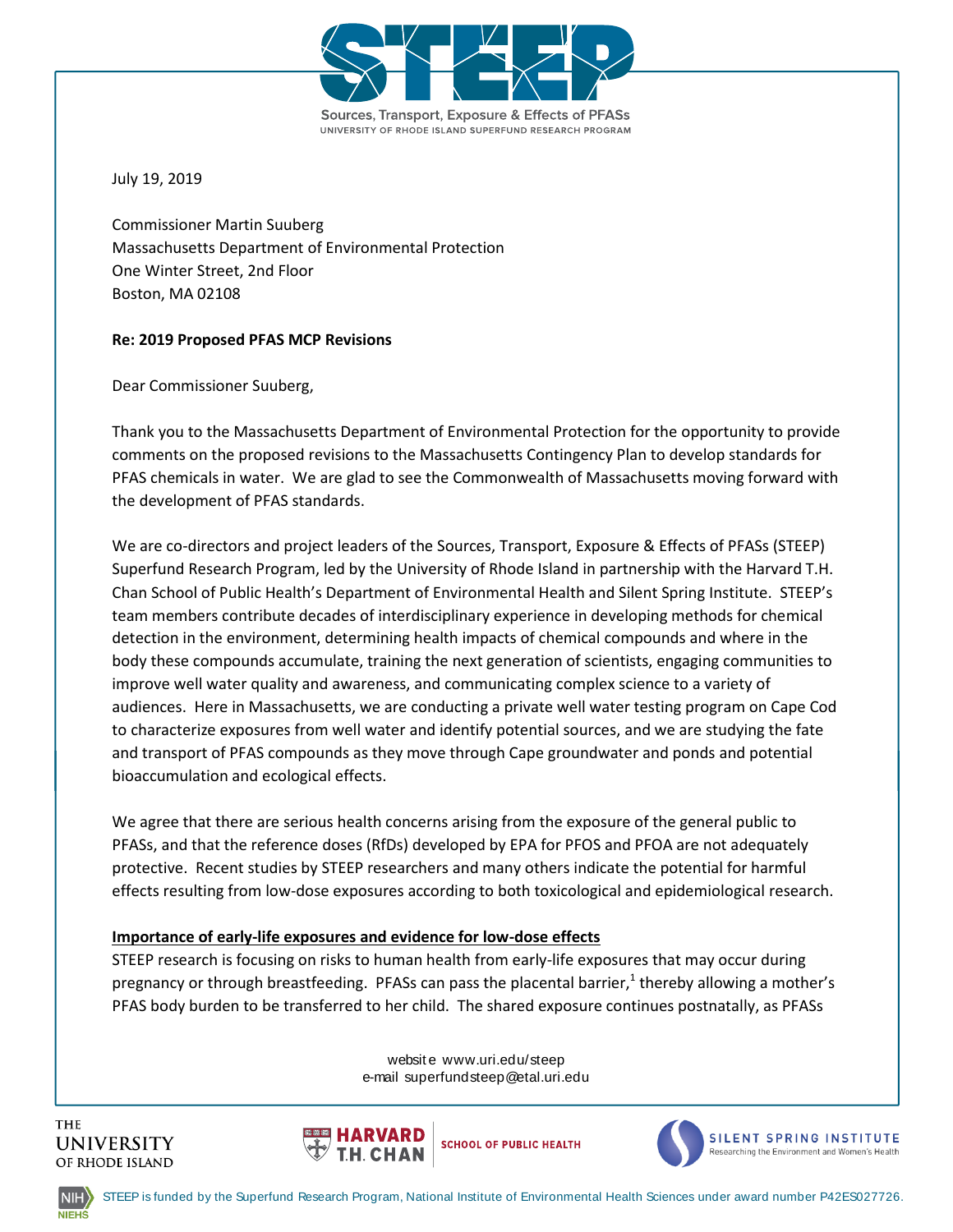STEEP

Sources, Transport, Exposure & Effects of PFASs
UNIVERSITY OF RHODE ISLAND SUPERFUND RESEARCH PROGRAM

July 19, 2019

Commissioner Martin Suuberg
Massachusetts Department of Environmental Protection
One Winter Street, 2nd Floor
Boston, MA 02108

**Re: 2019 Proposed PFAS MCP Revisions**

Dear Commissioner Suuberg,

Thank you to the Massachusetts Department of Environmental Protection for the opportunity to provide comments on the proposed revisions to the Massachusetts Contingency Plan to develop standards for PFAS chemicals in water. We are glad to see the Commonwealth of Massachusetts moving forward with the development of PFAS standards.

We are co-directors and project leaders of the Sources, Transport, Exposure & Effects of PFASs (STEEP) Superfund Research Program, led by the University of Rhode Island in partnership with the Harvard T.H. Chan School of Public Health's Department of Environmental Health and Silent Spring Institute. STEEP's team members contribute decades of interdisciplinary experience in developing methods for chemical detection in the environment, determining health impacts of chemical compounds and where in the body these compounds accumulate, training the next generation of scientists, engaging communities to improve well water quality and awareness, and communicating complex science to a variety of audiences. Here in Massachusetts, we are conducting a private well water testing program on Cape Cod to characterize exposures from well water and identify potential sources, and we are studying the fate and transport of PFAS compounds as they move through Cape groundwater and ponds and potential bioaccumulation and ecological effects.

We agree that there are serious health concerns arising from the exposure of the general public to PFASs, and that the reference doses (RfDs) developed by EPA for PFOS and PFOA are not adequately protective. Recent studies by STEEP researchers and many others indicate the potential for harmful effects resulting from low-dose exposures according to both toxicological and epidemiological research.

**Importance of early-life exposures and evidence for low-dose effects**

STEEP research is focusing on risks to human health from early-life exposures that may occur during pregnancy or through breastfeeding. PFASs can pass the placental barrier,[1] thereby allowing a mother's PFAS body burden to be transferred to her child. The shared exposure continues postnatally, as PFASs

website www.uri.edu/steep
e-mail superfundsteep@etal.uri.edu

THE UNIVERSITY OF RHODE ISLAND — HARVARD T.H. CHAN SCHOOL OF PUBLIC HEALTH — SILENT SPRING INSTITUTE Researching the Environment and Women's Health

NIH NIEHS — STEEP is funded by the Superfund Research Program, National Institute of Environmental Health Sciences under award number P42ES027726.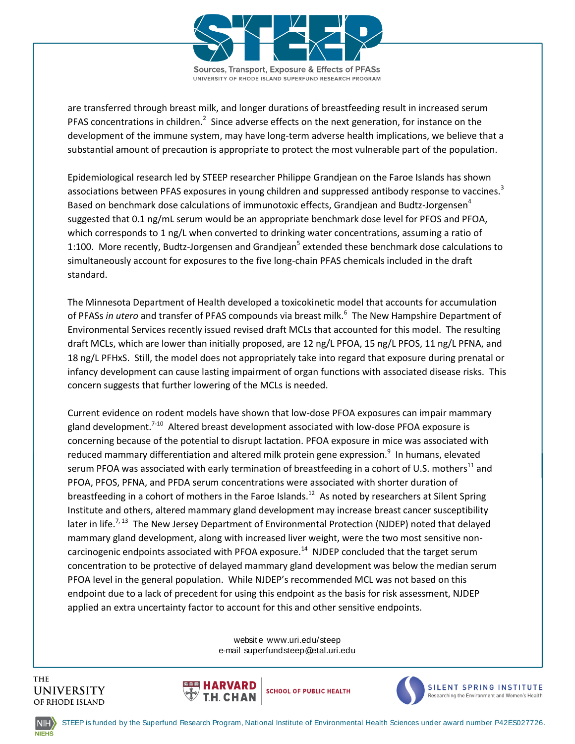are transferred through breast milk, and longer durations of breastfeeding result in increased serum PFAS concentrations in children.[2] Since adverse effects on the next generation, for instance on the development of the immune system, may have long-term adverse health implications, we believe that a substantial amount of precaution is appropriate to protect the most vulnerable part of the population.

Epidemiological research led by STEEP researcher Philippe Grandjean on the Faroe Islands has shown associations between PFAS exposures in young children and suppressed antibody response to vaccines.[3] Based on benchmark dose calculations of immunotoxic effects, Grandjean and Budtz-Jorgensen[4] suggested that 0.1 ng/mL serum would be an appropriate benchmark dose level for PFOS and PFOA, which corresponds to 1 ng/L when converted to drinking water concentrations, assuming a ratio of 1:100. More recently, Budtz-Jorgensen and Grandjean[5] extended these benchmark dose calculations to simultaneously account for exposures to the five long-chain PFAS chemicals included in the draft standard.

The Minnesota Department of Health developed a toxicokinetic model that accounts for accumulation of PFASs *in utero* and transfer of PFAS compounds via breast milk.[6] The New Hampshire Department of Environmental Services recently issued revised draft MCLs that accounted for this model. The resulting draft MCLs, which are lower than initially proposed, are 12 ng/L PFOA, 15 ng/L PFOS, 11 ng/L PFNA, and 18 ng/L PFHxS. Still, the model does not appropriately take into regard that exposure during prenatal or infancy development can cause lasting impairment of organ functions with associated disease risks. This concern suggests that further lowering of the MCLs is needed.

Current evidence on rodent models have shown that low-dose PFOA exposures can impair mammary gland development.[7-10] Altered breast development associated with low-dose PFOA exposure is concerning because of the potential to disrupt lactation. PFOA exposure in mice was associated with reduced mammary differentiation and altered milk protein gene expression.[9] In humans, elevated serum PFOA was associated with early termination of breastfeeding in a cohort of U.S. mothers[11] and PFOA, PFOS, PFNA, and PFDA serum concentrations were associated with shorter duration of breastfeeding in a cohort of mothers in the Faroe Islands.[12] As noted by researchers at Silent Spring Institute and others, altered mammary gland development may increase breast cancer susceptibility later in life.[7, 13] The New Jersey Department of Environmental Protection (NJDEP) noted that delayed mammary gland development, along with increased liver weight, were the two most sensitive non-carcinogenic endpoints associated with PFOA exposure.[14] NJDEP concluded that the target serum concentration to be protective of delayed mammary gland development was below the median serum PFOA level in the general population. While NJDEP's recommended MCL was not based on this endpoint due to a lack of precedent for using this endpoint as the basis for risk assessment, NJDEP applied an extra uncertainty factor to account for this and other sensitive endpoints.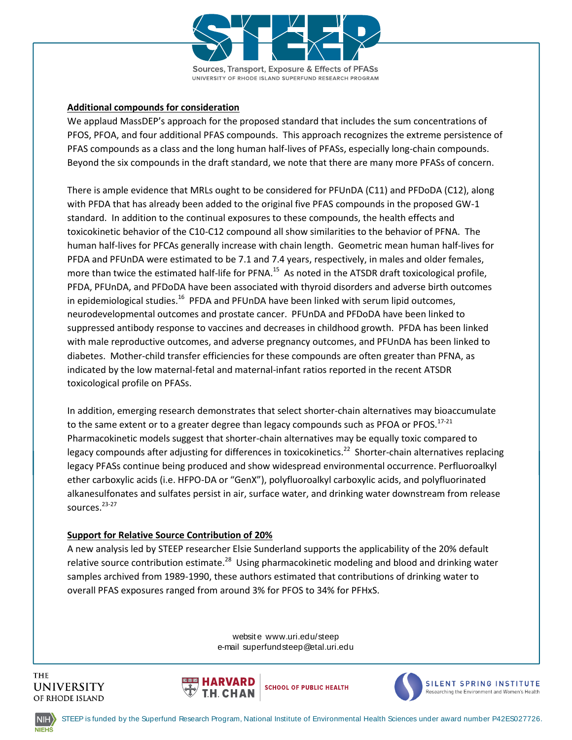**Additional compounds for consideration**

We applaud MassDEP's approach for the proposed standard that includes the sum concentrations of PFOS, PFOA, and four additional PFAS compounds. This approach recognizes the extreme persistence of PFAS compounds as a class and the long human half-lives of PFASs, especially long-chain compounds. Beyond the six compounds in the draft standard, we note that there are many more PFASs of concern.

There is ample evidence that MRLs ought to be considered for PFUnDA (C11) and PFDoDA (C12), along with PFDA that has already been added to the original five PFAS compounds in the proposed GW-1 standard. In addition to the continual exposures to these compounds, the health effects and toxicokinetic behavior of the C10-C12 compound all show similarities to the behavior of PFNA. The human half-lives for PFCAs generally increase with chain length. Geometric mean human half-lives for PFDA and PFUnDA were estimated to be 7.1 and 7.4 years, respectively, in males and older females, more than twice the estimated half-life for PFNA.[15] As noted in the ATSDR draft toxicological profile, PFDA, PFUnDA, and PFDoDA have been associated with thyroid disorders and adverse birth outcomes in epidemiological studies.[16] PFDA and PFUnDA have been linked with serum lipid outcomes, neurodevelopmental outcomes and prostate cancer. PFUnDA and PFDoDA have been linked to suppressed antibody response to vaccines and decreases in childhood growth. PFDA has been linked with male reproductive outcomes, and adverse pregnancy outcomes, and PFUnDA has been linked to diabetes. Mother-child transfer efficiencies for these compounds are often greater than PFNA, as indicated by the low maternal-fetal and maternal-infant ratios reported in the recent ATSDR toxicological profile on PFASs.

In addition, emerging research demonstrates that select shorter-chain alternatives may bioaccumulate to the same extent or to a greater degree than legacy compounds such as PFOA or PFOS.[17-21] Pharmacokinetic models suggest that shorter-chain alternatives may be equally toxic compared to legacy compounds after adjusting for differences in toxicokinetics.[22] Shorter-chain alternatives replacing legacy PFASs continue being produced and show widespread environmental occurrence. Perfluoroalkyl ether carboxylic acids (i.e. HFPO-DA or "GenX"), polyfluoroalkyl carboxylic acids, and polyfluorinated alkanesulfonates and sulfates persist in air, surface water, and drinking water downstream from release sources.[23-27]

**Support for Relative Source Contribution of 20%**

A new analysis led by STEEP researcher Elsie Sunderland supports the applicability of the 20% default relative source contribution estimate.[28] Using pharmacokinetic modeling and blood and drinking water samples archived from 1989-1990, these authors estimated that contributions of drinking water to overall PFAS exposures ranged from around 3% for PFOS to 34% for PFHxS.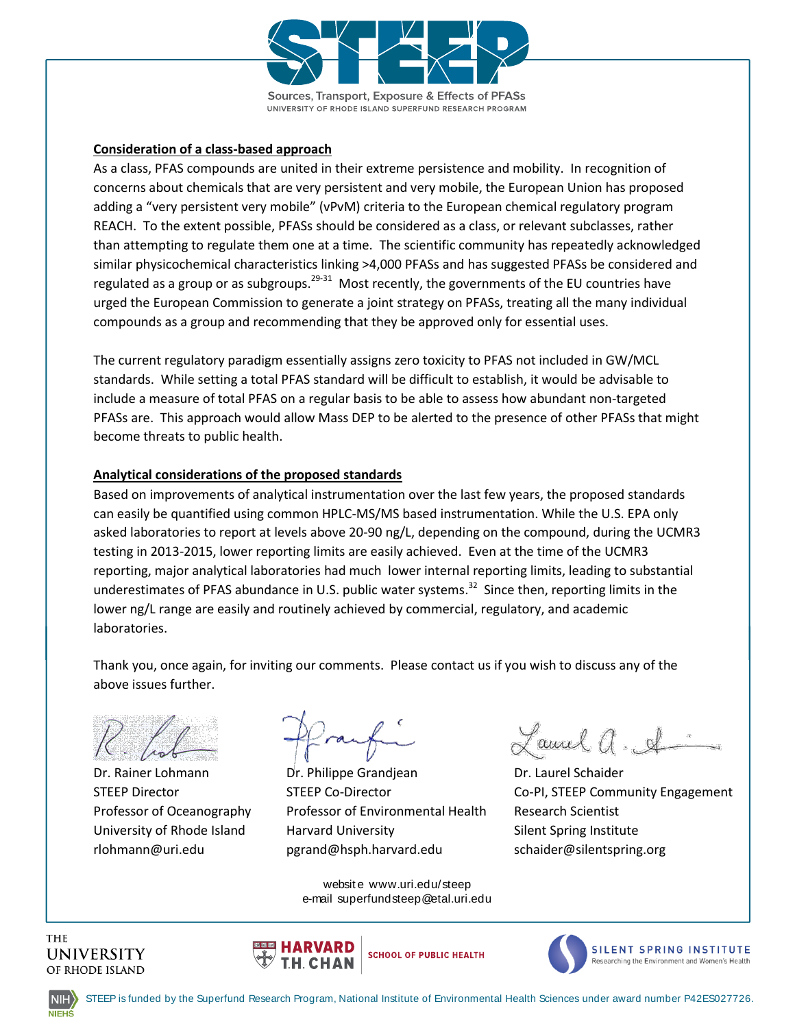## Consideration of a class-based approach

As a class, PFAS compounds are united in their extreme persistence and mobility. In recognition of concerns about chemicals that are very persistent and very mobile, the European Union has proposed adding a "very persistent very mobile" (vPvM) criteria to the European chemical regulatory program REACH. To the extent possible, PFASs should be considered as a class, or relevant subclasses, rather than attempting to regulate them one at a time. The scientific community has repeatedly acknowledged similar physicochemical characteristics linking >4,000 PFASs and has suggested PFASs be considered and regulated as a group or as subgroups.[29-31] Most recently, the governments of the EU countries have urged the European Commission to generate a joint strategy on PFASs, treating all the many individual compounds as a group and recommending that they be approved only for essential uses.

The current regulatory paradigm essentially assigns zero toxicity to PFAS not included in GW/MCL standards. While setting a total PFAS standard will be difficult to establish, it would be advisable to include a measure of total PFAS on a regular basis to be able to assess how abundant non-targeted PFASs are. This approach would allow Mass DEP to be alerted to the presence of other PFASs that might become threats to public health.

## Analytical considerations of the proposed standards

Based on improvements of analytical instrumentation over the last few years, the proposed standards can easily be quantified using common HPLC-MS/MS based instrumentation. While the U.S. EPA only asked laboratories to report at levels above 20-90 ng/L, depending on the compound, during the UCMR3 testing in 2013-2015, lower reporting limits are easily achieved. Even at the time of the UCMR3 reporting, major analytical laboratories had much lower internal reporting limits, leading to substantial underestimates of PFAS abundance in U.S. public water systems.[32] Since then, reporting limits in the lower ng/L range are easily and routinely achieved by commercial, regulatory, and academic laboratories.

Thank you, once again, for inviting our comments. Please contact us if you wish to discuss any of the above issues further.

Dr. Rainer Lohmann
STEEP Director
Professor of Oceanography
University of Rhode Island
rlohmann@uri.edu

Dr. Philippe Grandjean
STEEP Co-Director
Professor of Environmental Health
Harvard University
pgrand@hsph.harvard.edu

Dr. Laurel Schaider
Co-PI, STEEP Community Engagement
Research Scientist
Silent Spring Institute
schaider@silentspring.org

website www.uri.edu/steep
e-mail superfundsteep@etal.uri.edu

STEEP is funded by the Superfund Research Program, National Institute of Environmental Health Sciences under award number P42ES027726.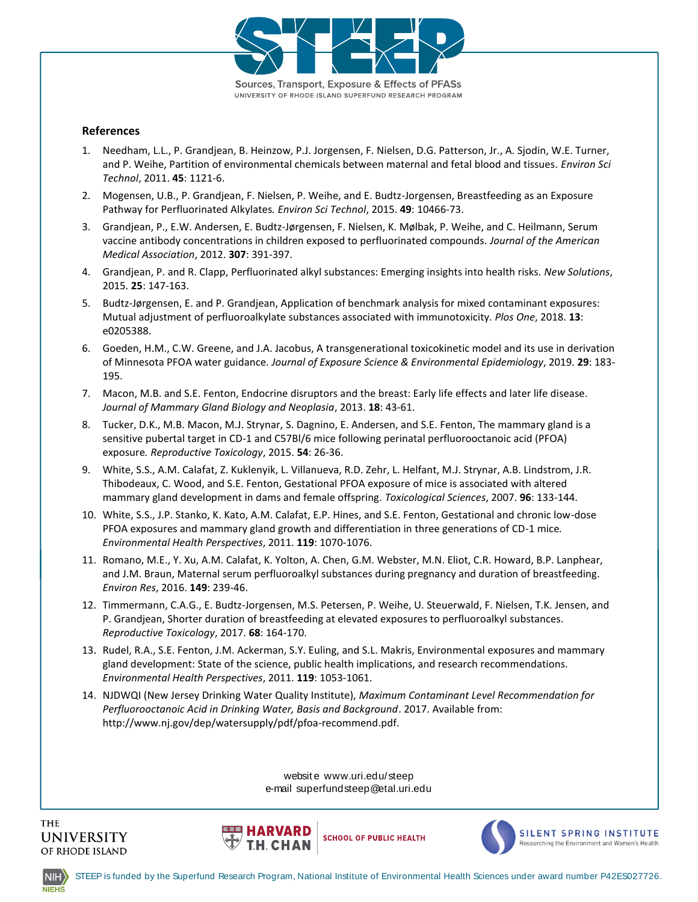## References

1. Needham, L.L., P. Grandjean, B. Heinzow, P.J. Jorgensen, F. Nielsen, D.G. Patterson, Jr., A. Sjodin, W.E. Turner, and P. Weihe, Partition of environmental chemicals between maternal and fetal blood and tissues. *Environ Sci Technol*, 2011. **45**: 1121-6.
2. Mogensen, U.B., P. Grandjean, F. Nielsen, P. Weihe, and E. Budtz-Jorgensen, Breastfeeding as an Exposure Pathway for Perfluorinated Alkylates. *Environ Sci Technol*, 2015. **49**: 10466-73.
3. Grandjean, P., E.W. Andersen, E. Budtz-Jørgensen, F. Nielsen, K. Mølbak, P. Weihe, and C. Heilmann, Serum vaccine antibody concentrations in children exposed to perfluorinated compounds. *Journal of the American Medical Association*, 2012. **307**: 391-397.
4. Grandjean, P. and R. Clapp, Perfluorinated alkyl substances: Emerging insights into health risks. *New Solutions*, 2015. **25**: 147-163.
5. Budtz-Jørgensen, E. and P. Grandjean, Application of benchmark analysis for mixed contaminant exposures: Mutual adjustment of perfluoroalkylate substances associated with immunotoxicity. *Plos One*, 2018. **13**: e0205388.
6. Goeden, H.M., C.W. Greene, and J.A. Jacobus, A transgenerational toxicokinetic model and its use in derivation of Minnesota PFOA water guidance. *Journal of Exposure Science & Environmental Epidemiology*, 2019. **29**: 183-195.
7. Macon, M.B. and S.E. Fenton, Endocrine disruptors and the breast: Early life effects and later life disease. *Journal of Mammary Gland Biology and Neoplasia*, 2013. **18**: 43-61.
8. Tucker, D.K., M.B. Macon, M.J. Strynar, S. Dagnino, E. Andersen, and S.E. Fenton, The mammary gland is a sensitive pubertal target in CD-1 and C57Bl/6 mice following perinatal perfluorooctanoic acid (PFOA) exposure. *Reproductive Toxicology*, 2015. **54**: 26-36.
9. White, S.S., A.M. Calafat, Z. Kuklenyik, L. Villanueva, R.D. Zehr, L. Helfant, M.J. Strynar, A.B. Lindstrom, J.R. Thibodeaux, C. Wood, and S.E. Fenton, Gestational PFOA exposure of mice is associated with altered mammary gland development in dams and female offspring. *Toxicological Sciences*, 2007. **96**: 133-144.
10. White, S.S., J.P. Stanko, K. Kato, A.M. Calafat, E.P. Hines, and S.E. Fenton, Gestational and chronic low-dose PFOA exposures and mammary gland growth and differentiation in three generations of CD-1 mice. *Environmental Health Perspectives*, 2011. **119**: 1070-1076.
11. Romano, M.E., Y. Xu, A.M. Calafat, K. Yolton, A. Chen, G.M. Webster, M.N. Eliot, C.R. Howard, B.P. Lanphear, and J.M. Braun, Maternal serum perfluoroalkyl substances during pregnancy and duration of breastfeeding. *Environ Res*, 2016. **149**: 239-46.
12. Timmermann, C.A.G., E. Budtz-Jorgensen, M.S. Petersen, P. Weihe, U. Steuerwald, F. Nielsen, T.K. Jensen, and P. Grandjean, Shorter duration of breastfeeding at elevated exposures to perfluoroalkyl substances. *Reproductive Toxicology*, 2017. **68**: 164-170.
13. Rudel, R.A., S.E. Fenton, J.M. Ackerman, S.Y. Euling, and S.L. Makris, Environmental exposures and mammary gland development: State of the science, public health implications, and research recommendations. *Environmental Health Perspectives*, 2011. **119**: 1053-1061.
14. NJDWQI (New Jersey Drinking Water Quality Institute), *Maximum Contaminant Level Recommendation for Perfluorooctanoic Acid in Drinking Water, Basis and Background*. 2017. Available from: http://www.nj.gov/dep/watersupply/pdf/pfoa-recommend.pdf.

website www.uri.edu/steep
e-mail superfundsteep@etal.uri.edu

STEEP is funded by the Superfund Research Program, National Institute of Environmental Health Sciences under award number P42ES027726.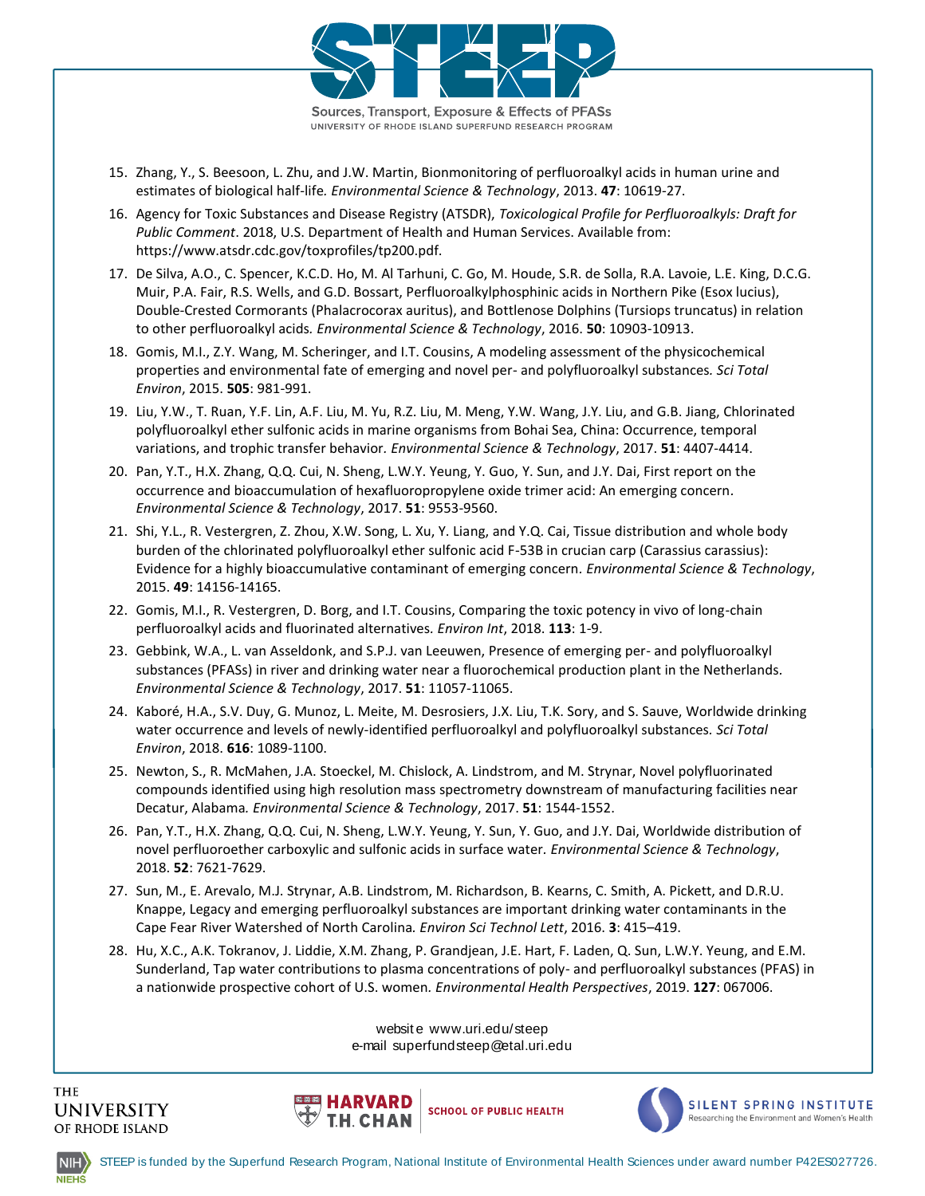15. Zhang, Y., S. Beesoon, L. Zhu, and J.W. Martin, Bionmonitoring of perfluoroalkyl acids in human urine and estimates of biological half-life. *Environmental Science & Technology*, 2013. **47**: 10619-27.
16. Agency for Toxic Substances and Disease Registry (ATSDR), *Toxicological Profile for Perfluoroalkyls: Draft for Public Comment*. 2018, U.S. Department of Health and Human Services. Available from: https://www.atsdr.cdc.gov/toxprofiles/tp200.pdf.
17. De Silva, A.O., C. Spencer, K.C.D. Ho, M. Al Tarhuni, C. Go, M. Houde, S.R. de Solla, R.A. Lavoie, L.E. King, D.C.G. Muir, P.A. Fair, R.S. Wells, and G.D. Bossart, Perfluoroalkylphosphinic acids in Northern Pike (Esox lucius), Double-Crested Cormorants (Phalacrocorax auritus), and Bottlenose Dolphins (Tursiops truncatus) in relation to other perfluoroalkyl acids. *Environmental Science & Technology*, 2016. **50**: 10903-10913.
18. Gomis, M.I., Z.Y. Wang, M. Scheringer, and I.T. Cousins, A modeling assessment of the physicochemical properties and environmental fate of emerging and novel per- and polyfluoroalkyl substances. *Sci Total Environ*, 2015. **505**: 981-991.
19. Liu, Y.W., T. Ruan, Y.F. Lin, A.F. Liu, M. Yu, R.Z. Liu, M. Meng, Y.W. Wang, J.Y. Liu, and G.B. Jiang, Chlorinated polyfluoroalkyl ether sulfonic acids in marine organisms from Bohai Sea, China: Occurrence, temporal variations, and trophic transfer behavior. *Environmental Science & Technology*, 2017. **51**: 4407-4414.
20. Pan, Y.T., H.X. Zhang, Q.Q. Cui, N. Sheng, L.W.Y. Yeung, Y. Guo, Y. Sun, and J.Y. Dai, First report on the occurrence and bioaccumulation of hexafluoropropylene oxide trimer acid: An emerging concern. *Environmental Science & Technology*, 2017. **51**: 9553-9560.
21. Shi, Y.L., R. Vestergren, Z. Zhou, X.W. Song, L. Xu, Y. Liang, and Y.Q. Cai, Tissue distribution and whole body burden of the chlorinated polyfluoroalkyl ether sulfonic acid F-53B in crucian carp (Carassius carassius): Evidence for a highly bioaccumulative contaminant of emerging concern. *Environmental Science & Technology*, 2015. **49**: 14156-14165.
22. Gomis, M.I., R. Vestergren, D. Borg, and I.T. Cousins, Comparing the toxic potency in vivo of long-chain perfluoroalkyl acids and fluorinated alternatives. *Environ Int*, 2018. **113**: 1-9.
23. Gebbink, W.A., L. van Asseldonk, and S.P.J. van Leeuwen, Presence of emerging per- and polyfluoroalkyl substances (PFASs) in river and drinking water near a fluorochemical production plant in the Netherlands. *Environmental Science & Technology*, 2017. **51**: 11057-11065.
24. Kaboré, H.A., S.V. Duy, G. Munoz, L. Meite, M. Desrosiers, J.X. Liu, T.K. Sory, and S. Sauve, Worldwide drinking water occurrence and levels of newly-identified perfluoroalkyl and polyfluoroalkyl substances. *Sci Total Environ*, 2018. **616**: 1089-1100.
25. Newton, S., R. McMahen, J.A. Stoeckel, M. Chislock, A. Lindstrom, and M. Strynar, Novel polyfluorinated compounds identified using high resolution mass spectrometry downstream of manufacturing facilities near Decatur, Alabama. *Environmental Science & Technology*, 2017. **51**: 1544-1552.
26. Pan, Y.T., H.X. Zhang, Q.Q. Cui, N. Sheng, L.W.Y. Yeung, Y. Sun, Y. Guo, and J.Y. Dai, Worldwide distribution of novel perfluoroether carboxylic and sulfonic acids in surface water. *Environmental Science & Technology*, 2018. **52**: 7621-7629.
27. Sun, M., E. Arevalo, M.J. Strynar, A.B. Lindstrom, M. Richardson, B. Kearns, C. Smith, A. Pickett, and D.R.U. Knappe, Legacy and emerging perfluoroalkyl substances are important drinking water contaminants in the Cape Fear River Watershed of North Carolina. *Environ Sci Technol Lett*, 2016. **3**: 415–419.
28. Hu, X.C., A.K. Tokranov, J. Liddie, X.M. Zhang, P. Grandjean, J.E. Hart, F. Laden, Q. Sun, L.W.Y. Yeung, and E.M. Sunderland, Tap water contributions to plasma concentrations of poly- and perfluoroalkyl substances (PFAS) in a nationwide prospective cohort of U.S. women. *Environmental Health Perspectives*, 2019. **127**: 067006.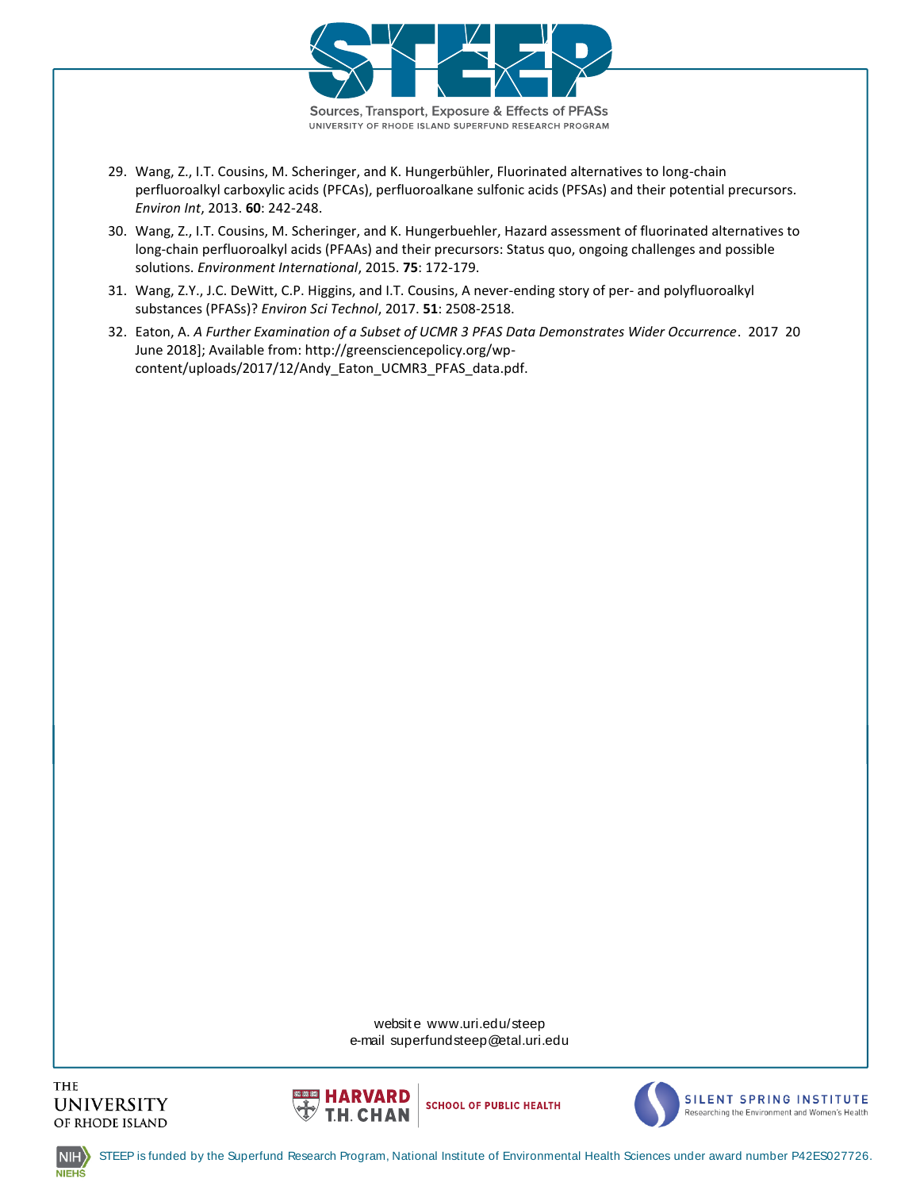29. Wang, Z., I.T. Cousins, M. Scheringer, and K. Hungerbühler, Fluorinated alternatives to long-chain perfluoroalkyl carboxylic acids (PFCAs), perfluoroalkane sulfonic acids (PFSAs) and their potential precursors. *Environ Int*, 2013. **60**: 242-248.
30. Wang, Z., I.T. Cousins, M. Scheringer, and K. Hungerbuehler, Hazard assessment of fluorinated alternatives to long-chain perfluoroalkyl acids (PFAAs) and their precursors: Status quo, ongoing challenges and possible solutions. *Environment International*, 2015. **75**: 172-179.
31. Wang, Z.Y., J.C. DeWitt, C.P. Higgins, and I.T. Cousins, A never-ending story of per- and polyfluoroalkyl substances (PFASs)? *Environ Sci Technol*, 2017. **51**: 2508-2518.
32. Eaton, A. *A Further Examination of a Subset of UCMR 3 PFAS Data Demonstrates Wider Occurrence*. 2017 20 June 2018]; Available from: http://greensciencepolicy.org/wp-content/uploads/2017/12/Andy_Eaton_UCMR3_PFAS_data.pdf.

website www.uri.edu/steep
e-mail superfundsteep@etal.uri.edu

STEEP is funded by the Superfund Research Program, National Institute of Environmental Health Sciences under award number P42ES027726.